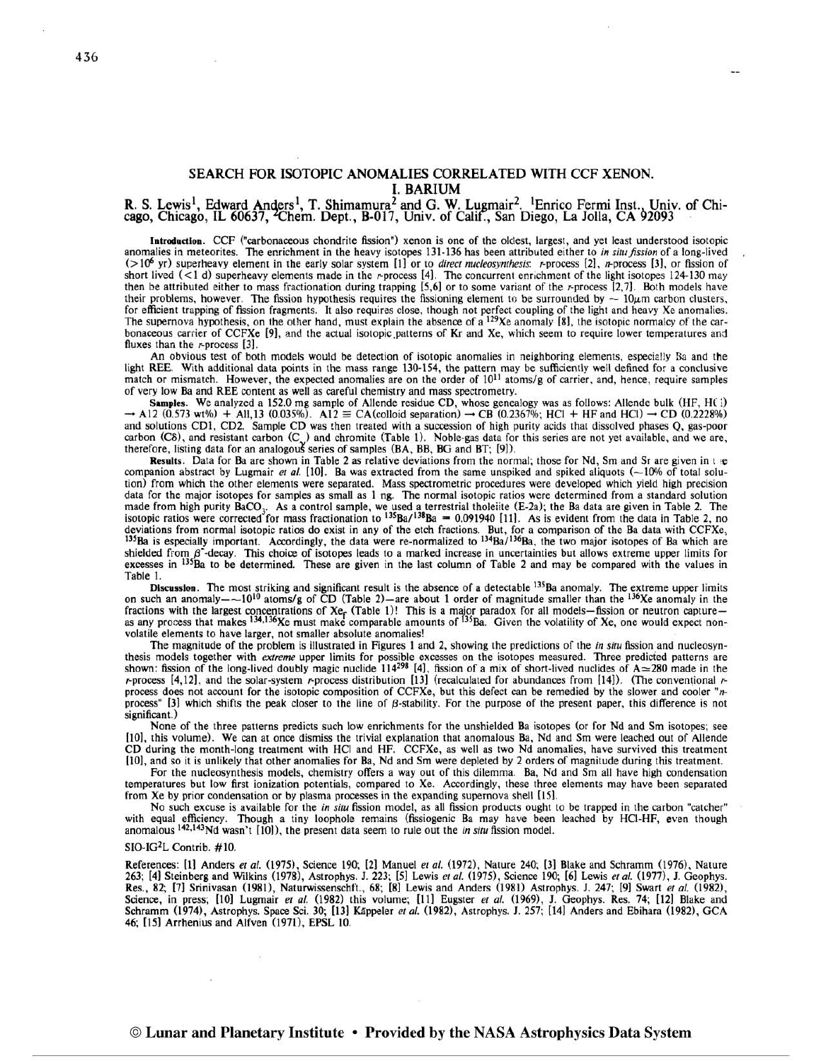# SEARCH FOR ISOTOPIC ANOMALIES CORRELATED WITH CCF XENON. I. BARIUM

R. S. Lewis[1], Edward Anders[1], T. Shimamura[2] and G. W. Lugmair[2]. [1]Enrico Fermi Inst., Univ. of Chicago, Chicago, IL 60637, [2]Chem. Dept., B-017, Univ. of Calif., San Diego, La Jolla, CA 92093

**Introduction.** CCF ("carbonaceous chondrite fission") xenon is one of the oldest, largest, and yet least understood isotopic anomalies in meteorites. The enrichment in the heavy isotopes 131-136 has been attributed either to *in situ fission* of a long-lived ($>10^6$ yr) superheavy element in the early solar system [1] or to *direct nucleosynthesis*: *r*-process [2], *n*-process [3], or fission of short lived ($<1$ d) superheavy elements made in the *r*-process [4]. The concurrent enrichment of the light isotopes 124-130 may then be attributed either to mass fractionation during trapping [5,6] or to some variant of the *r*-process [2,7]. Both models have their problems, however. The fission hypothesis requires the fissioning element to be surrounded by $\sim 10\mu m$ carbon clusters, for efficient trapping of fission fragments. It also requires close, though not perfect coupling of the light and heavy Xe anomalies. The supernova hypothesis, on the other hand, must explain the absence of a $^{129}Xe$ anomaly [8], the isotopic normalcy of the carbonaceous carrier of CCFXe [9], and the actual isotopic patterns of Kr and Xe, which seem to require lower temperatures and fluxes than the *r*-process [3].

An obvious test of both models would be detection of isotopic anomalies in neighboring elements, especially Ba and the light REE. With additional data points in the mass range 130-154, the pattern may be sufficiently well defined for a conclusive match or mismatch. However, the expected anomalies are on the order of $10^{11}$ atoms/g of carrier, and, hence, require samples of very low Ba and REE content as well as careful chemistry and mass spectrometry.

**Samples.** We analyzed a 152.0 mg sample of Allende residue CD, whose genealogy was as follows: Allende bulk (HF, HCl) → A12 (0.573 wt%) + A11,13 (0.035%). A12 ≡ CA(colloid separation) → CB (0.2367%; HCl + HF and HCl) → CD (0.2228%) and solutions CD1, CD2. Sample CD was then treated with a succession of high purity acids that dissolved phases Q, gas-poor carbon (Cδ), and resistant carbon ($C_\gamma$) and chromite (Table 1). Noble-gas data for this series are not yet available, and we are, therefore, listing data for an analogous series of samples (BA, BB, BG and BT; [9]).

**Results.** Data for Ba are shown in Table 2 as relative deviations from the normal; those for Nd, Sm and Sr are given in the companion abstract by Lugmair *et al.* [10]. Ba was extracted from the same unspiked and spiked aliquots (~10% of total solution) from which the other elements were separated. Mass spectrometric procedures were developed which yield high precision data for the major isotopes for samples as small as 1 ng. The normal isotopic ratios were determined from a standard solution made from high purity $BaCO_3$. As a control sample, we used a terrestrial tholeiite (E-2a); the Ba data are given in Table 2. The isotopic ratios were corrected for mass fractionation to $^{135}Ba/^{138}Ba = 0.091940$ [11]. As is evident from the data in Table 2, no deviations from normal isotopic ratios do exist in any of the etch fractions. But, for a comparison of the Ba data with CCFXe, $^{135}Ba$ is especially important. Accordingly, the data were re-normalized to $^{134}Ba/^{136}Ba$, the two major isotopes of Ba which are shielded from $\beta^-$-decay. This choice of isotopes leads to a marked increase in uncertainties but allows extreme upper limits for excesses in $^{135}Ba$ to be determined. These are given in the last column of Table 2 and may be compared with the values in Table 1.

**Discussion.** The most striking and significant result is the absence of a detectable $^{135}Ba$ anomaly. The extreme upper limits on such an anomaly—$\sim 10^{10}$ atoms/g of CD (Table 2)—are about 1 order of magnitude smaller than the $^{136}Xe$ anomaly in the fractions with the largest concentrations of $Xe_r$ (Table 1)! This is a major paradox for all models—fission or neutron capture—as any process that makes $^{134,136}Xe$ must make comparable amounts of $^{135}Ba$. Given the volatility of Xe, one would expect nonvolatile elements to have larger, not smaller absolute anomalies!

The magnitude of the problem is illustrated in Figures 1 and 2, showing the predictions of the *in situ* fission and nucleosynthesis models together with *extreme* upper limits for possible excesses on the isotopes measured. Three predicted patterns are shown: fission of the long-lived doubly magic nuclide $114^{298}$ [4], fission of a mix of short-lived nuclides of $A \simeq 280$ made in the *r*-process [4,12], and the solar-system *r*-process distribution [13] (recalculated for abundances from [14]). (The conventional *r*-process does not account for the isotopic composition of CCFXe, but this defect can be remedied by the slower and cooler "*n*-process" [3] which shifts the peak closer to the line of $\beta$-stability. For the purpose of the present paper, this difference is not significant.)

None of the three patterns predicts such low enrichments for the unshielded Ba isotopes (or for Nd and Sm isotopes; see [10], this volume). We can at once dismiss the trivial explanation that anomalous Ba, Nd and Sm were leached out of Allende CD during the month-long treatment with HCl and HF. CCFXe, as well as two Nd anomalies, have survived this treatment [10], and so it is unlikely that other anomalies for Ba, Nd and Sm were depleted by 2 orders of magnitude during this treatment.

For the nucleosynthesis models, chemistry offers a way out of this dilemma. Ba, Nd and Sm all have high condensation temperatures but low first ionization potentials, compared to Xe. Accordingly, these three elements may have been separated from Xe by prior condensation or by plasma processes in the expanding supernova shell [15].

No such excuse is available for the *in situ* fission model, as all fission products ought to be trapped in the carbon "catcher" with equal efficiency. Though a tiny loophole remains (fissiogenic Ba may have been leached by HCl-HF, even though anomalous $^{142,143}Nd$ wasn't [10]), the present data seem to rule out the *in situ* fission model.

SIO-IG²L Contrib. #10.

References: [1] Anders *et al.* (1975), Science 190; [2] Manuel *et al.* (1972), Nature 240; [3] Blake and Schramm (1976), Nature 263; [4] Steinberg and Wilkins (1978), Astrophys. J. 223; [5] Lewis *et al.* (1975), Science 190; [6] Lewis *et al.* (1977), J. Geophys. Res., 82; [7] Srinivasan (1981), Naturwissenschft., 68; [8] Lewis and Anders (1981) Astrophys. J. 247; [9] Swart *et al.* (1982), Science, in press; [10] Lugmair *et al.* (1982) this volume; [11] Eugster *et al.* (1969), J. Geophys. Res. 74; [12] Blake and Schramm (1974), Astrophys. Space Sci. 30; [13] Käppeler *et al.* (1982), Astrophys. J. 257; [14] Anders and Ebihara (1982), GCA 46; [15] Arrhenius and Alfven (1971), EPSL 10.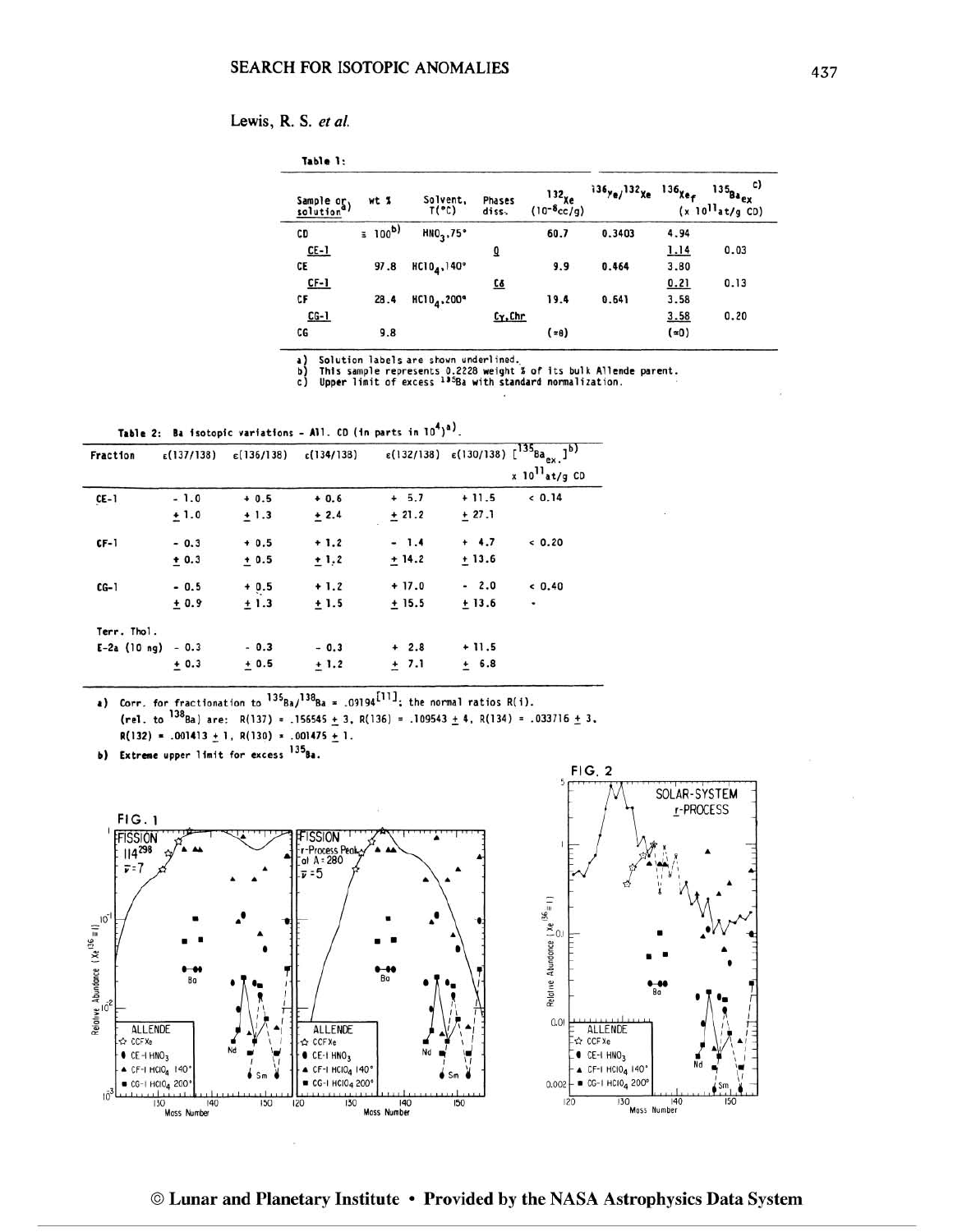Lewis, R. S. *et al.*

**Table 1:**

| Sample or solution[a)] | wt % | Solvent, T(°C) | Phases diss. | $^{132}Xe$ ($10^{-8}$cc/g) | $^{136}Xe/^{132}Xe$ | $^{136}Xe_f$ (x $10^{11}$at/g CD) | $^{135}Ba_{ex}$ [c)] (x $10^{11}$at/g CD) |
|---|---|---|---|---|---|---|---|
| CD | ≡ 100[b)] | $HNO_3$,75° | | 60.7 | 0.3403 | 4.94 | |
| CE-1 | | | Q | | | 1.14 | 0.03 |
| CE | 97.8 | $HClO_4$,140° | | 9.9 | 0.464 | 3.80 | |
| CF-1 | | | Cδ | | | 0.21 | 0.13 |
| CF | 28.4 | $HClO_4$,200° | | 19.4 | 0.641 | 3.58 | |
| CG-1 | | | Cγ,Chr | | | 3.58 | 0.20 |
| CG | 9.8 | | | (≈0) | | (≈0) | |

a) Solution labels are shown underlined.
b) This sample represents 0.2228 weight % of its bulk Allende parent.
c) Upper limit of excess $^{135}Ba$ with standard normalization.

**Table 2:** Ba isotopic variations - All. CD (in parts in $10^4$)[a)].

| Fraction | ε(137/138) | ε(136/138) | ε(134/138) | ε(132/138) | ε(130/138) | [$^{135}Ba_{ex.}$][b)] x $10^{11}$at/g CD |
|---|---|---|---|---|---|---|
| CE-1 | - 1.0 | + 0.5 | + 0.6 | + 5.7 | + 11.5 | < 0.14 |
| | ± 1.0 | ± 1.3 | ± 2.4 | ± 21.2 | ± 27.1 | |
| CF-1 | - 0.3 | + 0.5 | + 1.2 | - 1.4 | + 4.7 | < 0.20 |
| | ± 0.3 | ± 0.5 | ± 1.2 | ± 14.2 | ± 13.6 | |
| CG-1 | - 0.5 | + 0.5 | + 1.2 | + 17.0 | - 2.0 | < 0.40 |
| | ± 0.9 | ± 1.3 | ± 1.5 | ± 15.5 | ± 13.6 | |
| Terr. Thol. E-2a (10 ng) | - 0.3 | - 0.3 | - 0.3 | + 2.8 | + 11.5 | |
| | ± 0.3 | ± 0.5 | ± 1.2 | ± 7.1 | ± 6.8 | |

a) Corr. for fractionation to $^{135}Ba/^{138}Ba$ = .09194[11]; the normal ratios R(i). (rel. to $^{138}Ba$) are: R(137) = .156545 ± 3, R(136) = .109543 ± 4, R(134) = .033716 ± 3, R(132) = .001413 ± 1, R(130) = .001475 ± 1.
b) Extreme upper limit for excess $^{135}Ba$.

FIG. 1

FISSION
$114^{298}$
$\bar{\nu}$=7

FISSION
r-Process Peak at A≈280
$\bar{\nu}$=5

Relative Abundance ($Xe^{136}$≡1)

Ba
Nd
Sm

ALLENDE
☆ CCFXe
● CE-I $HNO_3$
▲ CF-I $HClO_4$ 140°
■ CG-I $HClO_4$ 200°

Mass Number

FIG. 2

SOLAR-SYSTEM
r-PROCESS

Relative Abundance ($Xe^{136}$≡1)

Ba
Nd
Sm

ALLENDE
☆ CCFXe
● CE-I $HNO_3$
▲ CF-I $HClO_4$ 140°
■ CG-I $HClO_4$ 200°

Mass Number